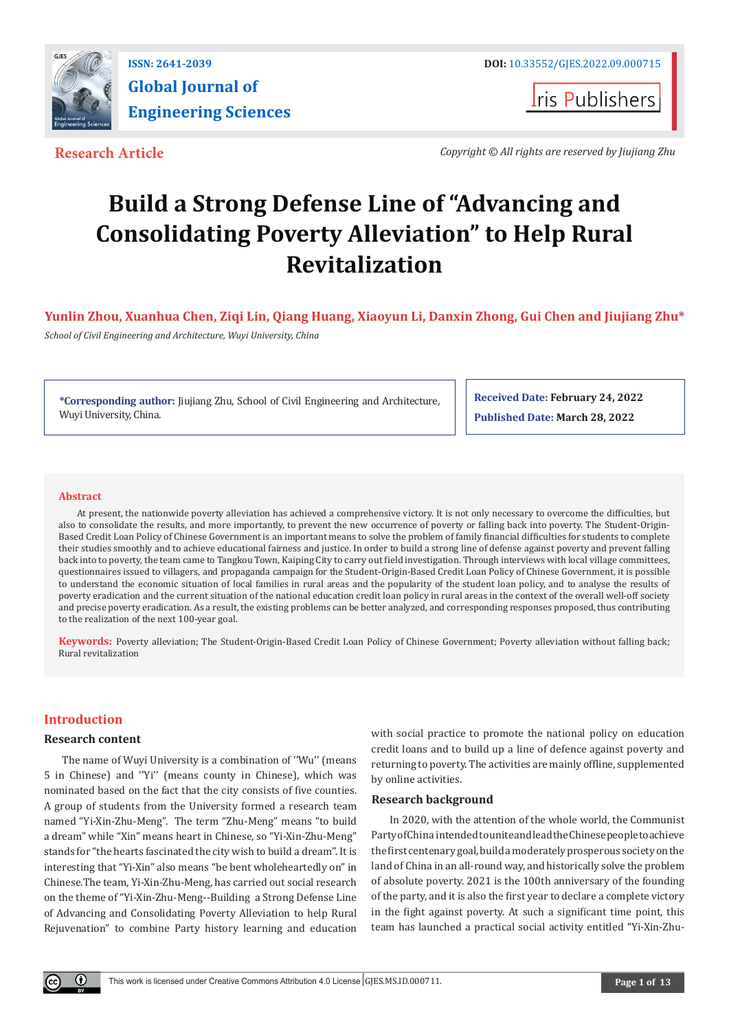ISSN: 2641-2039

**Global Journal of Engineering Sciences**

DOI: 10.33552/GJES.2022.09.000715

Iris Publishers

**Research Article**

*Copyright © All rights are reserved by Jiujiang Zhu*

# Build a Strong Defense Line of "Advancing and Consolidating Poverty Alleviation" to Help Rural Revitalization

**Yunlin Zhou, Xuanhua Chen, Ziqi Lin, Qiang Huang, Xiaoyun Li, Danxin Zhong, Gui Chen and Jiujiang Zhu***

*School of Civil Engineering and Architecture, Wuyi University, China*

**\*Corresponding author:** Jiujiang Zhu, School of Civil Engineering and Architecture, Wuyi University, China.

**Received Date:** February 24, 2022

**Published Date:** March 28, 2022

## Abstract

At present, the nationwide poverty alleviation has achieved a comprehensive victory. It is not only necessary to overcome the difficulties, but also to consolidate the results, and more importantly, to prevent the new occurrence of poverty or falling back into poverty. The Student-Origin-Based Credit Loan Policy of Chinese Government is an important means to solve the problem of family financial difficulties for students to complete their studies smoothly and to achieve educational fairness and justice. In order to build a strong line of defense against poverty and prevent falling back into to poverty, the team came to Tangkou Town, Kaiping City to carry out field investigation. Through interviews with local village committees, questionnaires issued to villagers, and propaganda campaign for the Student-Origin-Based Credit Loan Policy of Chinese Government, it is possible to understand the economic situation of local families in rural areas and the popularity of the student loan policy, and to analyse the results of poverty eradication and the current situation of the national education credit loan policy in rural areas in the context of the overall well-off society and precise poverty eradication. As a result, the existing problems can be better analyzed, and corresponding responses proposed, thus contributing to the realization of the next 100-year goal.

**Keywords:** Poverty alleviation; The Student-Origin-Based Credit Loan Policy of Chinese Government; Poverty alleviation without falling back; Rural revitalization

## Introduction

### Research content

The name of Wuyi University is a combination of ''Wu'' (means 5 in Chinese) and ''Yi'' (means county in Chinese), which was nominated based on the fact that the city consists of five counties. A group of students from the University formed a research team named "Yi-Xin-Zhu-Meng". The term "Zhu-Meng" means "to build a dream" while "Xin" means heart in Chinese, so "Yi-Xin-Zhu-Meng" stands for "the hearts fascinated the city wish to build a dream". It is interesting that "Yi-Xin" also means "be bent wholeheartedly on" in Chinese.The team, Yi-Xin-Zhu-Meng, has carried out social research on the theme of "Yi-Xin-Zhu-Meng--Building a Strong Defense Line of Advancing and Consolidating Poverty Alleviation to help Rural Rejuvenation" to combine Party history learning and education with social practice to promote the national policy on education credit loans and to build up a line of defence against poverty and returning to poverty. The activities are mainly offline, supplemented by online activities.

### Research background

In 2020, with the attention of the whole world, the Communist Party of China intended to unite and lead the Chinese people to achieve the first centenary goal, build a moderately prosperous society on the land of China in an all-round way, and historically solve the problem of absolute poverty. 2021 is the 100th anniversary of the founding of the party, and it is also the first year to declare a complete victory in the fight against poverty. At such a significant time point, this team has launched a practical social activity entitled "Yi-Xin-Zhu-

This work is licensed under Creative Commons Attribution 4.0 License GJES.MS.ID.000711.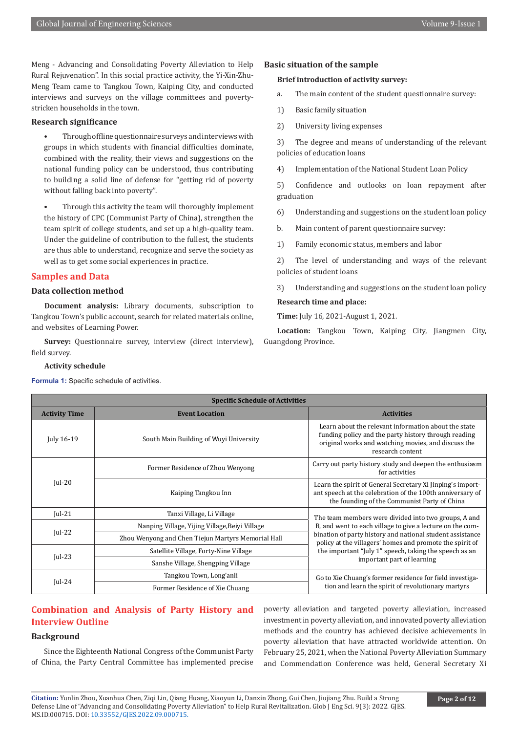Meng - Advancing and Consolidating Poverty Alleviation to Help Rural Rejuvenation". In this social practice activity, the Yi-Xin-Zhu-Meng Team came to Tangkou Town, Kaiping City, and conducted interviews and surveys on the village committees and poverty-stricken households in the town.

### Research significance

- Through offline questionnaire surveys and interviews with groups in which students with financial difficulties dominate, combined with the reality, their views and suggestions on the national funding policy can be understood, thus contributing to building a solid line of defense for "getting rid of poverty without falling back into poverty".
- Through this activity the team will thoroughly implement the history of CPC (Communist Party of China), strengthen the team spirit of college students, and set up a high-quality team. Under the guideline of contribution to the fullest, the students are thus able to understand, recognize and serve the society as well as to get some social experiences in practice.

## Samples and Data

### Data collection method

**Document analysis:** Library documents, subscription to Tangkou Town's public account, search for related materials online, and websites of Learning Power.

**Survey:** Questionnaire survey, interview (direct interview), field survey.

**Activity schedule**

**Formula 1:** Specific schedule of activities.

| Specific Schedule of Activities | | |
|---|---|---|
| **Activity Time** | **Event Location** | **Activities** |
| July 16-19 | South Main Building of Wuyi University | Learn about the relevant information about the state funding policy and the party history through reading original works and watching movies, and discuss the research content |
| Jul-20 | Former Residence of Zhou Wenyong | Carry out party history study and deepen the enthusiasm for activities |
| | Kaiping Tangkou Inn | Learn the spirit of General Secretary Xi Jinping's important speech at the celebration of the 100th anniversary of the founding of the Communist Party of China |
| Jul-21 | Tanxi Village, Li Village | The team members were divided into two groups, A and B, and went to each village to give a lecture on the combination of party history and national student assistance policy at the villagers' homes and promote the spirit of the important "July 1" speech, taking the speech as an important part of learning |
| Jul-22 | Nanping Village, Yijing Village,Beiyi Village | |
| | Zhou Wenyong and Chen Tiejun Martyrs Memorial Hall | |
| Jul-23 | Satellite Village, Forty-Nine Village | |
| | Sanshe Village, Shengping Village | |
| Jul-24 | Tangkou Town, Long'anli | Go to Xie Chuang's former residence for field investigation and learn the spirit of revolutionary martyrs |
| | Former Residence of Xie Chuang | |

### Basic situation of the sample

**Brief introduction of activity survey:**

a. The main content of the student questionnaire survey:

1) Basic family situation

2) University living expenses

3) The degree and means of understanding of the relevant policies of education loans

4) Implementation of the National Student Loan Policy

5) Confidence and outlooks on loan repayment after graduation

6) Understanding and suggestions on the student loan policy

b. Main content of parent questionnaire survey:

1) Family economic status, members and labor

2) The level of understanding and ways of the relevant policies of student loans

3) Understanding and suggestions on the student loan policy

**Research time and place:**

**Time:** July 16, 2021-August 1, 2021.

**Location:** Tangkou Town, Kaiping City, Jiangmen City, Guangdong Province.

## Combination and Analysis of Party History and Interview Outline

### Background

Since the Eighteenth National Congress of the Communist Party of China, the Party Central Committee has implemented precise poverty alleviation and targeted poverty alleviation, increased investment in poverty alleviation, and innovated poverty alleviation methods and the country has achieved decisive achievements in poverty alleviation that have attracted worldwide attention. On February 25, 2021, when the National Poverty Alleviation Summary and Commendation Conference was held, General Secretary Xi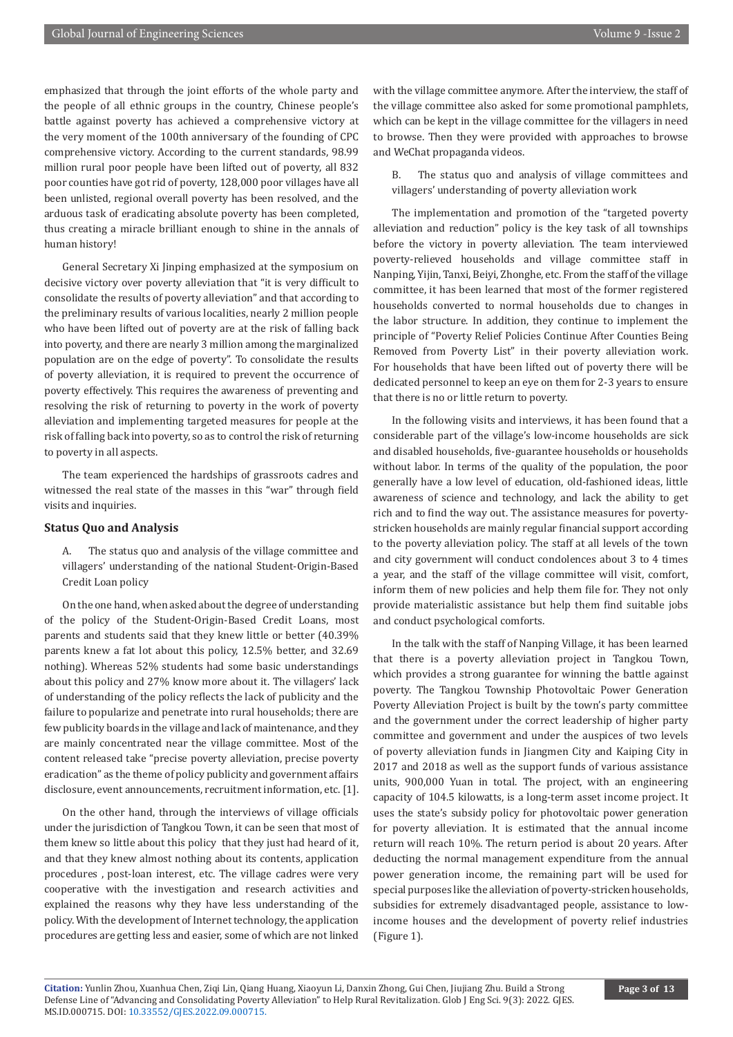emphasized that through the joint efforts of the whole party and the people of all ethnic groups in the country, Chinese people's battle against poverty has achieved a comprehensive victory at the very moment of the 100th anniversary of the founding of CPC comprehensive victory. According to the current standards, 98.99 million rural poor people have been lifted out of poverty, all 832 poor counties have got rid of poverty, 128,000 poor villages have all been unlisted, regional overall poverty has been resolved, and the arduous task of eradicating absolute poverty has been completed, thus creating a miracle brilliant enough to shine in the annals of human history!

General Secretary Xi Jinping emphasized at the symposium on decisive victory over poverty alleviation that "it is very difficult to consolidate the results of poverty alleviation" and that according to the preliminary results of various localities, nearly 2 million people who have been lifted out of poverty are at the risk of falling back into poverty, and there are nearly 3 million among the marginalized population are on the edge of poverty". To consolidate the results of poverty alleviation, it is required to prevent the occurrence of poverty effectively. This requires the awareness of preventing and resolving the risk of returning to poverty in the work of poverty alleviation and implementing targeted measures for people at the risk of falling back into poverty, so as to control the risk of returning to poverty in all aspects.

The team experienced the hardships of grassroots cadres and witnessed the real state of the masses in this "war" through field visits and inquiries.

## Status Quo and Analysis

A. The status quo and analysis of the village committee and villagers' understanding of the national Student-Origin-Based Credit Loan policy

On the one hand, when asked about the degree of understanding of the policy of the Student-Origin-Based Credit Loans, most parents and students said that they knew little or better (40.39% parents knew a fat lot about this policy, 12.5% better, and 32.69 nothing). Whereas 52% students had some basic understandings about this policy and 27% know more about it. The villagers' lack of understanding of the policy reflects the lack of publicity and the failure to popularize and penetrate into rural households; there are few publicity boards in the village and lack of maintenance, and they are mainly concentrated near the village committee. Most of the content released take "precise poverty alleviation, precise poverty eradication" as the theme of policy publicity and government affairs disclosure, event announcements, recruitment information, etc. [1].

On the other hand, through the interviews of village officials under the jurisdiction of Tangkou Town, it can be seen that most of them knew so little about this policy that they just had heard of it, and that they knew almost nothing about its contents, application procedures , post-loan interest, etc. The village cadres were very cooperative with the investigation and research activities and explained the reasons why they have less understanding of the policy. With the development of Internet technology, the application procedures are getting less and easier, some of which are not linked with the village committee anymore. After the interview, the staff of the village committee also asked for some promotional pamphlets, which can be kept in the village committee for the villagers in need to browse. Then they were provided with approaches to browse and WeChat propaganda videos.

B. The status quo and analysis of village committees and villagers' understanding of poverty alleviation work

The implementation and promotion of the "targeted poverty alleviation and reduction" policy is the key task of all townships before the victory in poverty alleviation. The team interviewed poverty-relieved households and village committee staff in Nanping, Yijin, Tanxi, Beiyi, Zhonghe, etc. From the staff of the village committee, it has been learned that most of the former registered households converted to normal households due to changes in the labor structure. In addition, they continue to implement the principle of "Poverty Relief Policies Continue After Counties Being Removed from Poverty List" in their poverty alleviation work. For households that have been lifted out of poverty there will be dedicated personnel to keep an eye on them for 2-3 years to ensure that there is no or little return to poverty.

In the following visits and interviews, it has been found that a considerable part of the village's low-income households are sick and disabled households, five-guarantee households or households without labor. In terms of the quality of the population, the poor generally have a low level of education, old-fashioned ideas, little awareness of science and technology, and lack the ability to get rich and to find the way out. The assistance measures for poverty-stricken households are mainly regular financial support according to the poverty alleviation policy. The staff at all levels of the town and city government will conduct condolences about 3 to 4 times a year, and the staff of the village committee will visit, comfort, inform them of new policies and help them file for. They not only provide materialistic assistance but help them find suitable jobs and conduct psychological comforts.

In the talk with the staff of Nanping Village, it has been learned that there is a poverty alleviation project in Tangkou Town, which provides a strong guarantee for winning the battle against poverty. The Tangkou Township Photovoltaic Power Generation Poverty Alleviation Project is built by the town's party committee and the government under the correct leadership of higher party committee and government and under the auspices of two levels of poverty alleviation funds in Jiangmen City and Kaiping City in 2017 and 2018 as well as the support funds of various assistance units, 900,000 Yuan in total. The project, with an engineering capacity of 104.5 kilowatts, is a long-term asset income project. It uses the state's subsidy policy for photovoltaic power generation for poverty alleviation. It is estimated that the annual income return will reach 10%. The return period is about 20 years. After deducting the normal management expenditure from the annual power generation income, the remaining part will be used for special purposes like the alleviation of poverty-stricken households, subsidies for extremely disadvantaged people, assistance to low-income houses and the development of poverty relief industries (Figure 1).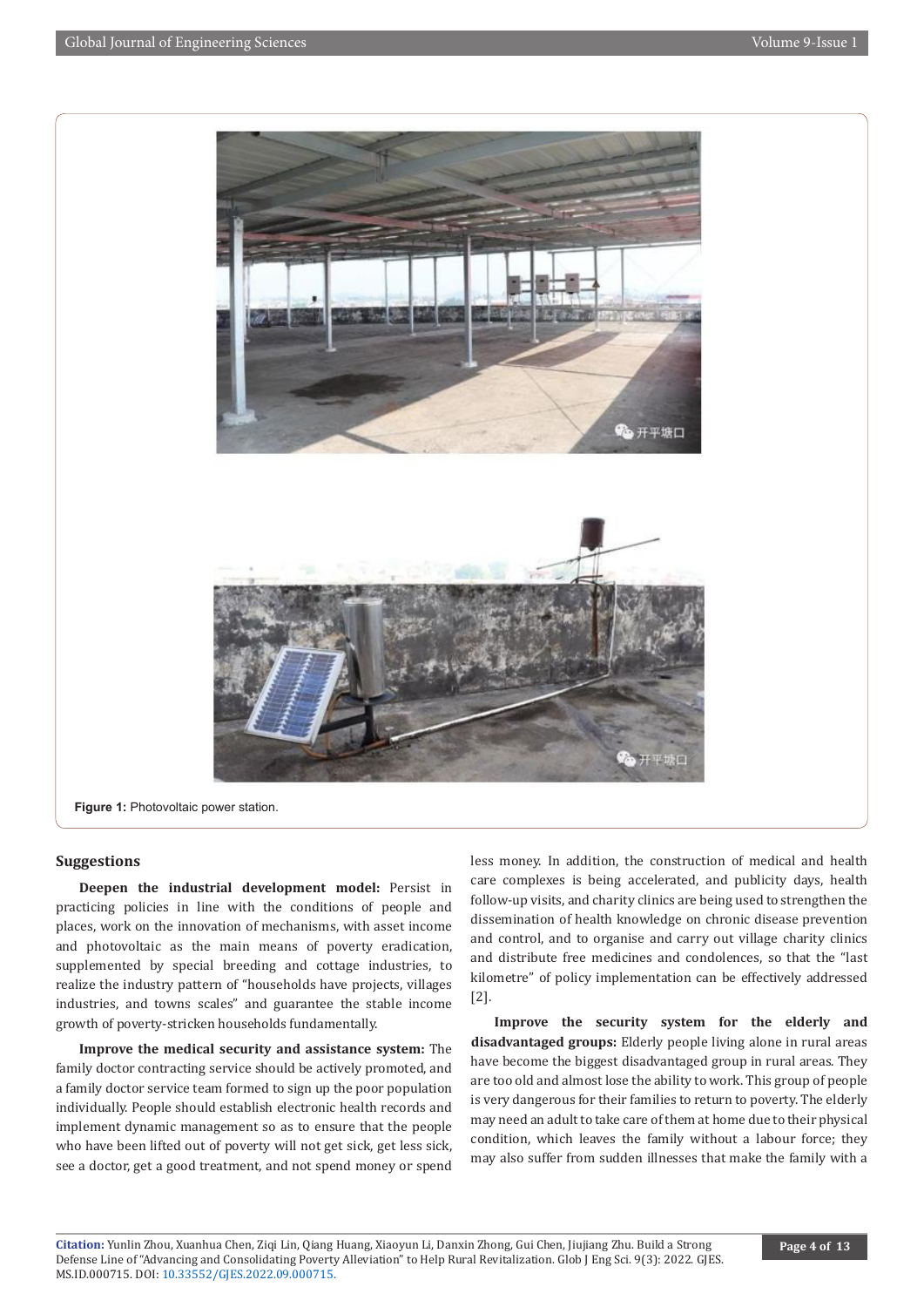Figure 1: Photovoltaic power station.

## Suggestions

**Deepen the industrial development model:** Persist in practicing policies in line with the conditions of people and places, work on the innovation of mechanisms, with asset income and photovoltaic as the main means of poverty eradication, supplemented by special breeding and cottage industries, to realize the industry pattern of "households have projects, villages industries, and towns scales" and guarantee the stable income growth of poverty-stricken households fundamentally.

**Improve the medical security and assistance system:** The family doctor contracting service should be actively promoted, and a family doctor service team formed to sign up the poor population individually. People should establish electronic health records and implement dynamic management so as to ensure that the people who have been lifted out of poverty will not get sick, get less sick, see a doctor, get a good treatment, and not spend money or spend less money. In addition, the construction of medical and health care complexes is being accelerated, and publicity days, health follow-up visits, and charity clinics are being used to strengthen the dissemination of health knowledge on chronic disease prevention and control, and to organise and carry out village charity clinics and distribute free medicines and condolences, so that the "last kilometre" of policy implementation can be effectively addressed [2].

**Improve the security system for the elderly and disadvantaged groups:** Elderly people living alone in rural areas have become the biggest disadvantaged group in rural areas. They are too old and almost lose the ability to work. This group of people is very dangerous for their families to return to poverty. The elderly may need an adult to take care of them at home due to their physical condition, which leaves the family without a labour force; they may also suffer from sudden illnesses that make the family with a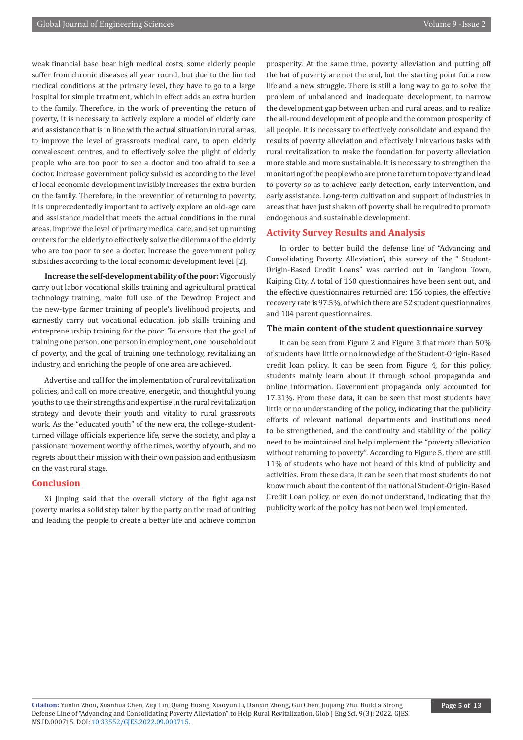weak financial base bear high medical costs; some elderly people suffer from chronic diseases all year round, but due to the limited medical conditions at the primary level, they have to go to a large hospital for simple treatment, which in effect adds an extra burden to the family. Therefore, in the work of preventing the return of poverty, it is necessary to actively explore a model of elderly care and assistance that is in line with the actual situation in rural areas, to improve the level of grassroots medical care, to open elderly convalescent centres, and to effectively solve the plight of elderly people who are too poor to see a doctor and too afraid to see a doctor. Increase government policy subsidies according to the level of local economic development invisibly increases the extra burden on the family. Therefore, in the prevention of returning to poverty, it is unprecedentedly important to actively explore an old-age care and assistance model that meets the actual conditions in the rural areas, improve the level of primary medical care, and set up nursing centers for the elderly to effectively solve the dilemma of the elderly who are too poor to see a doctor. Increase the government policy subsidies according to the local economic development level [2].

**Increase the self-development ability of the poor:** Vigorously carry out labor vocational skills training and agricultural practical technology training, make full use of the Dewdrop Project and the new-type farmer training of people's livelihood projects, and earnestly carry out vocational education, job skills training and entrepreneurship training for the poor. To ensure that the goal of training one person, one person in employment, one household out of poverty, and the goal of training one technology, revitalizing an industry, and enriching the people of one area are achieved.

Advertise and call for the implementation of rural revitalization policies, and call on more creative, energetic, and thoughtful young youths to use their strengths and expertise in the rural revitalization strategy and devote their youth and vitality to rural grassroots work. As the "educated youth" of the new era, the college-student-turned village officials experience life, serve the society, and play a passionate movement worthy of the times, worthy of youth, and no regrets about their mission with their own passion and enthusiasm on the vast rural stage.

## Conclusion

Xi Jinping said that the overall victory of the fight against poverty marks a solid step taken by the party on the road of uniting and leading the people to create a better life and achieve common prosperity. At the same time, poverty alleviation and putting off the hat of poverty are not the end, but the starting point for a new life and a new struggle. There is still a long way to go to solve the problem of unbalanced and inadequate development, to narrow the development gap between urban and rural areas, and to realize the all-round development of people and the common prosperity of all people. It is necessary to effectively consolidate and expand the results of poverty alleviation and effectively link various tasks with rural revitalization to make the foundation for poverty alleviation more stable and more sustainable. It is necessary to strengthen the monitoring of the people who are prone to return to poverty and lead to poverty so as to achieve early detection, early intervention, and early assistance. Long-term cultivation and support of industries in areas that have just shaken off poverty shall be required to promote endogenous and sustainable development.

## Activity Survey Results and Analysis

In order to better build the defense line of "Advancing and Consolidating Poverty Alleviation", this survey of the " Student-Origin-Based Credit Loans" was carried out in Tangkou Town, Kaiping City. A total of 160 questionnaires have been sent out, and the effective questionnaires returned are: 156 copies, the effective recovery rate is 97.5%, of which there are 52 student questionnaires and 104 parent questionnaires.

### The main content of the student questionnaire survey

It can be seen from Figure 2 and Figure 3 that more than 50% of students have little or no knowledge of the Student-Origin-Based credit loan policy. It can be seen from Figure 4, for this policy, students mainly learn about it through school propaganda and online information. Government propaganda only accounted for 17.31%. From these data, it can be seen that most students have little or no understanding of the policy, indicating that the publicity efforts of relevant national departments and institutions need to be strengthened, and the continuity and stability of the policy need to be maintained and help implement the "poverty alleviation without returning to poverty". According to Figure 5, there are still 11% of students who have not heard of this kind of publicity and activities. From these data, it can be seen that most students do not know much about the content of the national Student-Origin-Based Credit Loan policy, or even do not understand, indicating that the publicity work of the policy has not been well implemented.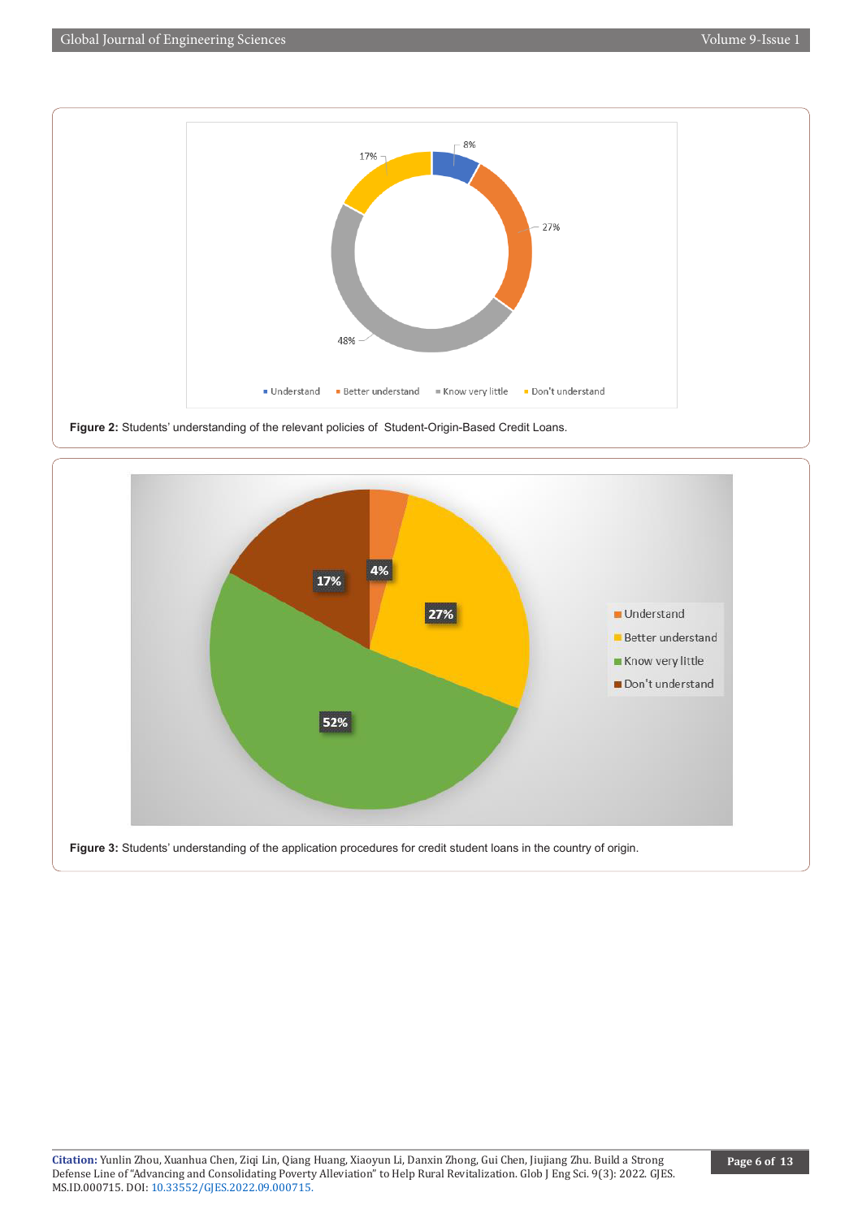**Figure 2:** Students' understanding of the relevant policies of Student-Origin-Based Credit Loans.

**Figure 3:** Students' understanding of the application procedures for credit student loans in the country of origin.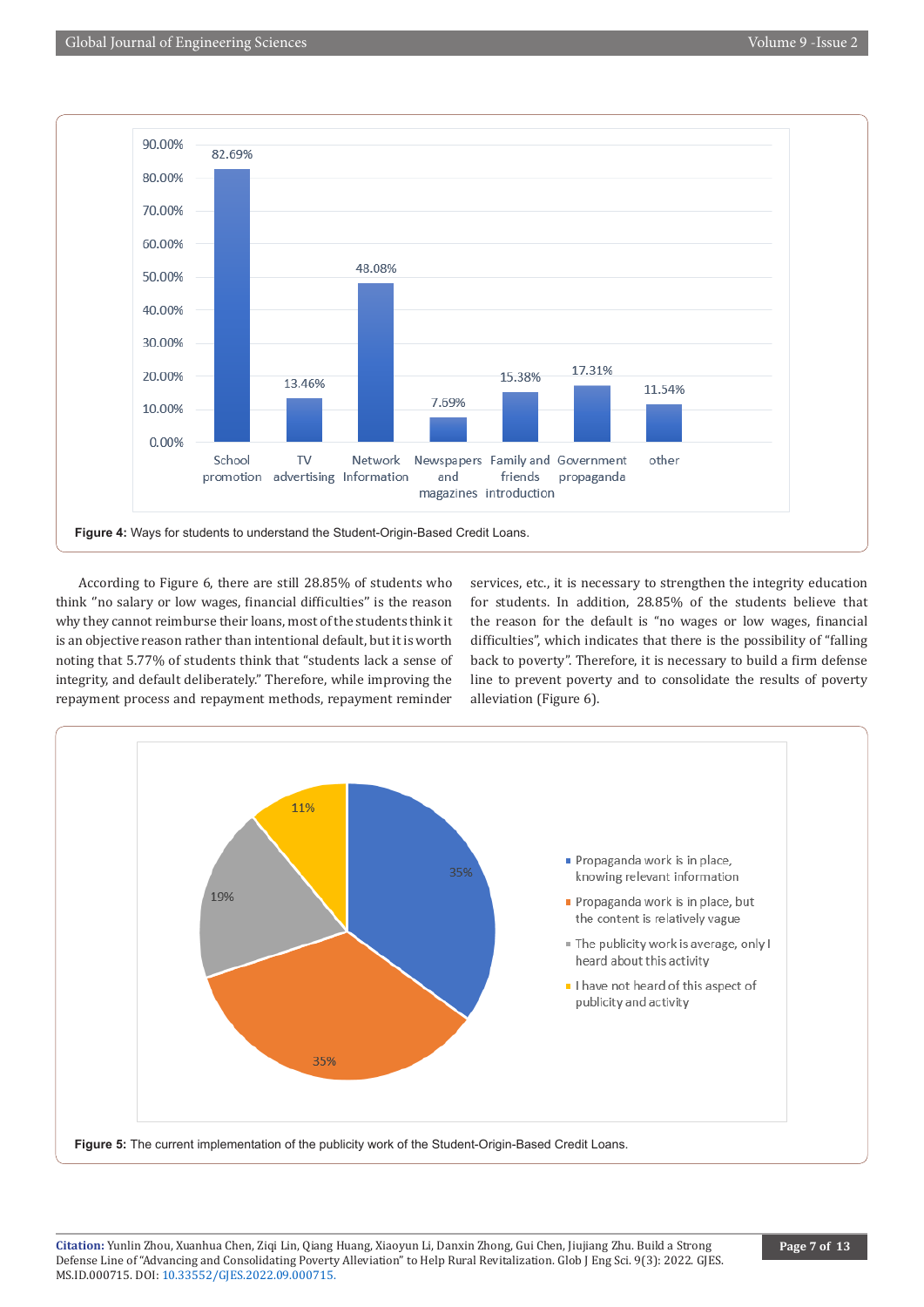Figure 4: Ways for students to understand the Student-Origin-Based Credit Loans.

According to Figure 6, there are still 28.85% of students who think "no salary or low wages, financial difficulties" is the reason why they cannot reimburse their loans, most of the students think it is an objective reason rather than intentional default, but it is worth noting that 5.77% of students think that "students lack a sense of integrity, and default deliberately." Therefore, while improving the repayment process and repayment methods, repayment reminder services, etc., it is necessary to strengthen the integrity education for students. In addition, 28.85% of the students believe that the reason for the default is "no wages or low wages, financial difficulties", which indicates that there is the possibility of "falling back to poverty". Therefore, it is necessary to build a firm defense line to prevent poverty and to consolidate the results of poverty alleviation (Figure 6).

Figure 5: The current implementation of the publicity work of the Student-Origin-Based Credit Loans.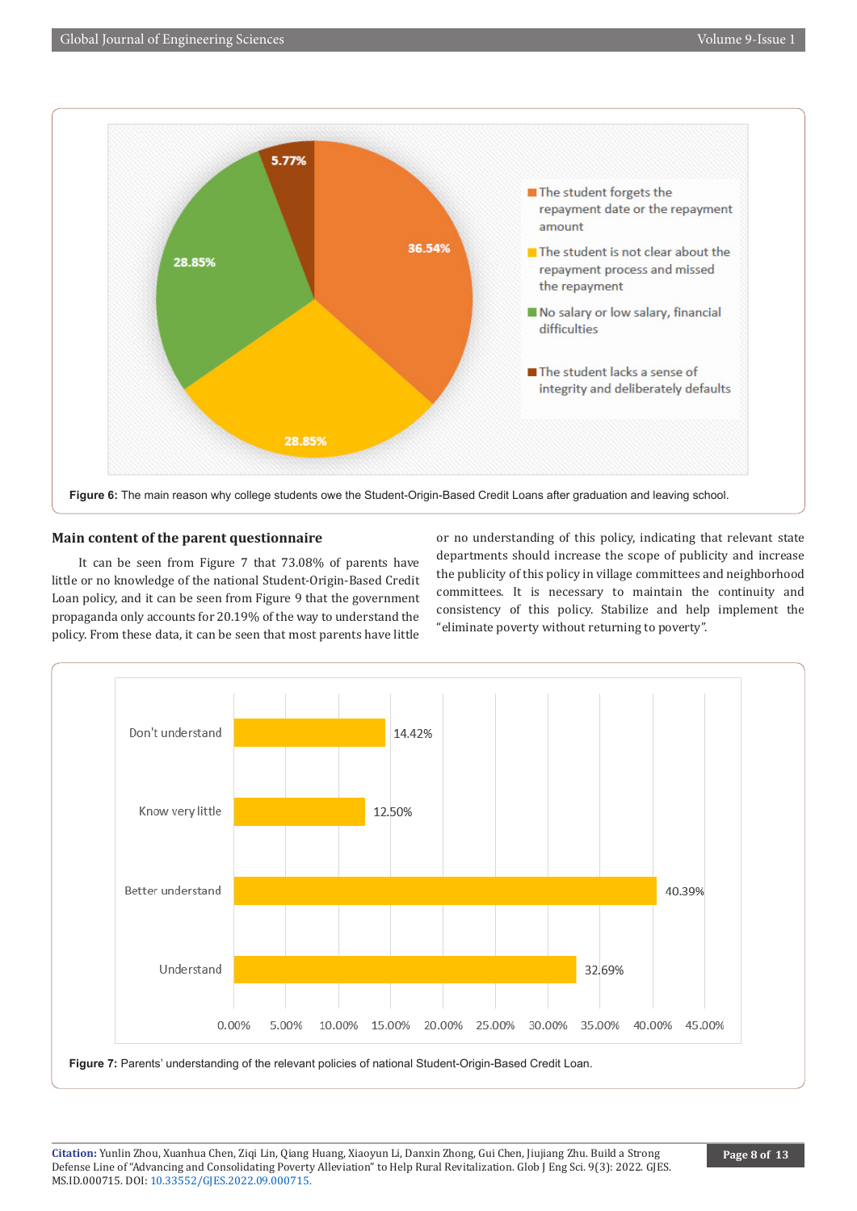Figure 6: The main reason why college students owe the Student-Origin-Based Credit Loans after graduation and leaving school.

## Main content of the parent questionnaire

It can be seen from Figure 7 that 73.08% of parents have little or no knowledge of the national Student-Origin-Based Credit Loan policy, and it can be seen from Figure 9 that the government propaganda only accounts for 20.19% of the way to understand the policy. From these data, it can be seen that most parents have little or no understanding of this policy, indicating that relevant state departments should increase the scope of publicity and increase the publicity of this policy in village committees and neighborhood committees. It is necessary to maintain the continuity and consistency of this policy. Stabilize and help implement the "eliminate poverty without returning to poverty".

Figure 7: Parents' understanding of the relevant policies of national Student-Origin-Based Credit Loan.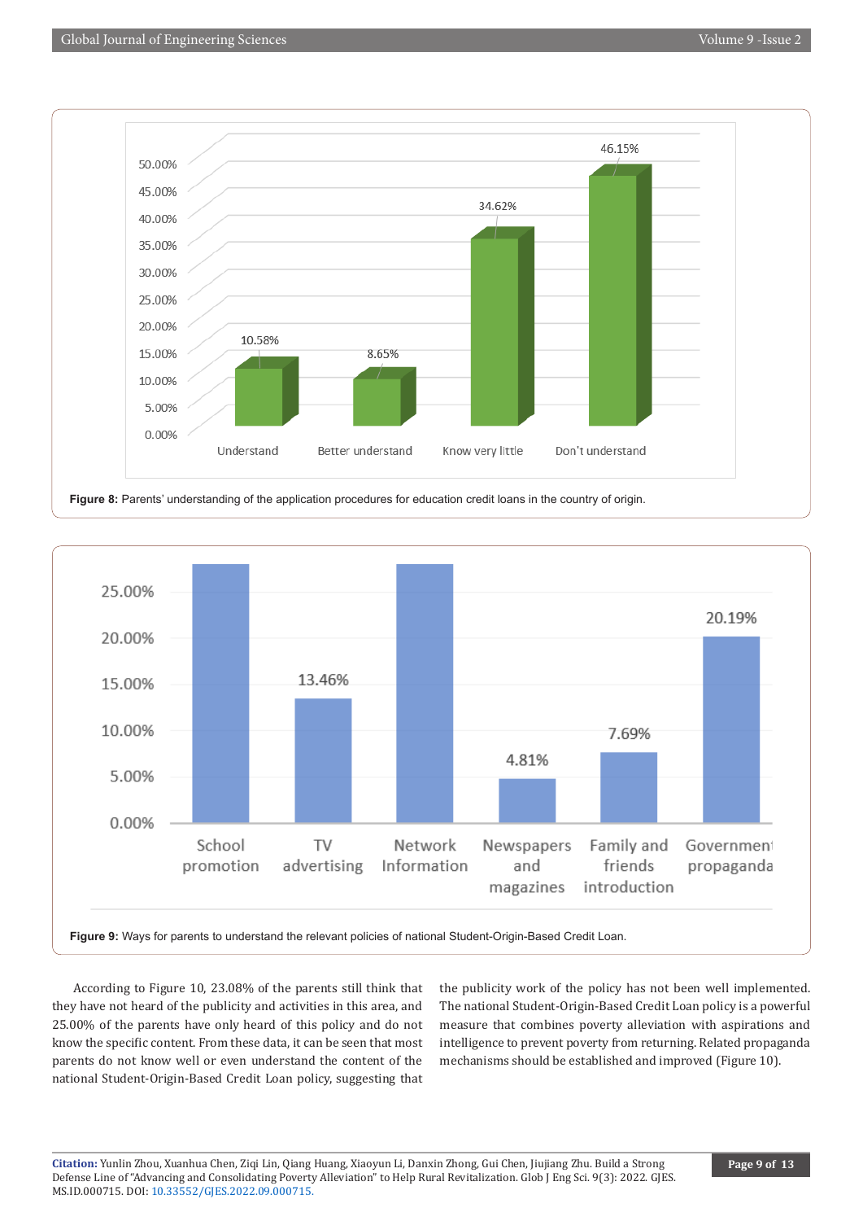Figure 8: Parents' understanding of the application procedures for education credit loans in the country of origin.

Figure 9: Ways for parents to understand the relevant policies of national Student-Origin-Based Credit Loan.

According to Figure 10, 23.08% of the parents still think that they have not heard of the publicity and activities in this area, and 25.00% of the parents have only heard of this policy and do not know the specific content. From these data, it can be seen that most parents do not know well or even understand the content of the national Student-Origin-Based Credit Loan policy, suggesting that the publicity work of the policy has not been well implemented. The national Student-Origin-Based Credit Loan policy is a powerful measure that combines poverty alleviation with aspirations and intelligence to prevent poverty from returning. Related propaganda mechanisms should be established and improved (Figure 10).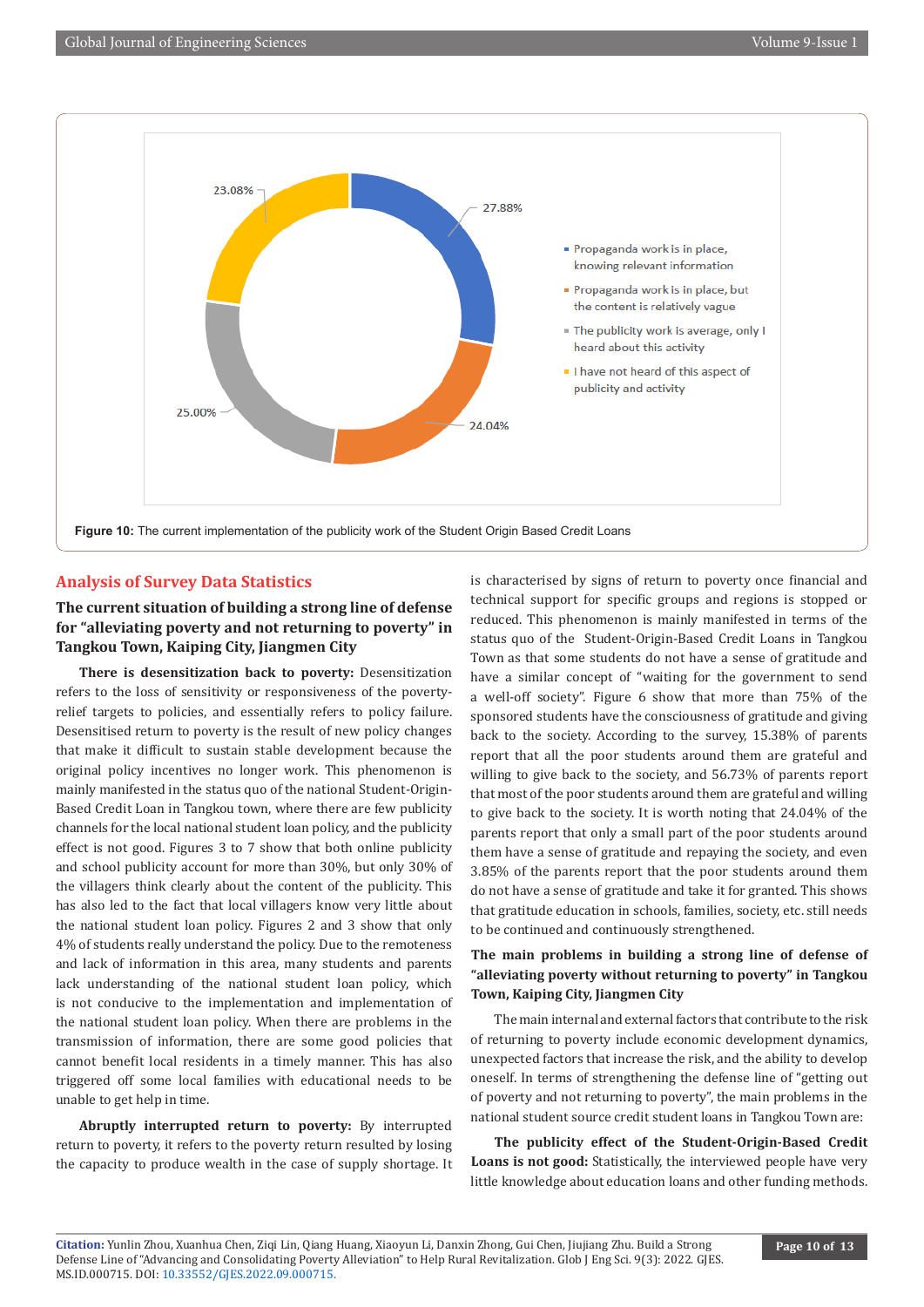Figure 10: The current implementation of the publicity work of the Student Origin Based Credit Loans

## Analysis of Survey Data Statistics

### The current situation of building a strong line of defense for "alleviating poverty and not returning to poverty" in Tangkou Town, Kaiping City, Jiangmen City

**There is desensitization back to poverty:** Desensitization refers to the loss of sensitivity or responsiveness of the poverty-relief targets to policies, and essentially refers to policy failure. Desensitised return to poverty is the result of new policy changes that make it difficult to sustain stable development because the original policy incentives no longer work. This phenomenon is mainly manifested in the status quo of the national Student-Origin-Based Credit Loan in Tangkou town, where there are few publicity channels for the local national student loan policy, and the publicity effect is not good. Figures 3 to 7 show that both online publicity and school publicity account for more than 30%, but only 30% of the villagers think clearly about the content of the publicity. This has also led to the fact that local villagers know very little about the national student loan policy. Figures 2 and 3 show that only 4% of students really understand the policy. Due to the remoteness and lack of information in this area, many students and parents lack understanding of the national student loan policy, which is not conducive to the implementation and implementation of the national student loan policy. When there are problems in the transmission of information, there are some good policies that cannot benefit local residents in a timely manner. This has also triggered off some local families with educational needs to be unable to get help in time.

**Abruptly interrupted return to poverty:** By interrupted return to poverty, it refers to the poverty return resulted by losing the capacity to produce wealth in the case of supply shortage. It is characterised by signs of return to poverty once financial and technical support for specific groups and regions is stopped or reduced. This phenomenon is mainly manifested in terms of the status quo of the Student-Origin-Based Credit Loans in Tangkou Town as that some students do not have a sense of gratitude and have a similar concept of "waiting for the government to send a well-off society". Figure 6 show that more than 75% of the sponsored students have the consciousness of gratitude and giving back to the society. According to the survey, 15.38% of parents report that all the poor students around them are grateful and willing to give back to the society, and 56.73% of parents report that most of the poor students around them are grateful and willing to give back to the society. It is worth noting that 24.04% of the parents report that only a small part of the poor students around them have a sense of gratitude and repaying the society, and even 3.85% of the parents report that the poor students around them do not have a sense of gratitude and take it for granted. This shows that gratitude education in schools, families, society, etc. still needs to be continued and continuously strengthened.

### The main problems in building a strong line of defense of "alleviating poverty without returning to poverty" in Tangkou Town, Kaiping City, Jiangmen City

The main internal and external factors that contribute to the risk of returning to poverty include economic development dynamics, unexpected factors that increase the risk, and the ability to develop oneself. In terms of strengthening the defense line of "getting out of poverty and not returning to poverty", the main problems in the national student source credit student loans in Tangkou Town are:

**The publicity effect of the Student-Origin-Based Credit Loans is not good:** Statistically, the interviewed people have very little knowledge about education loans and other funding methods.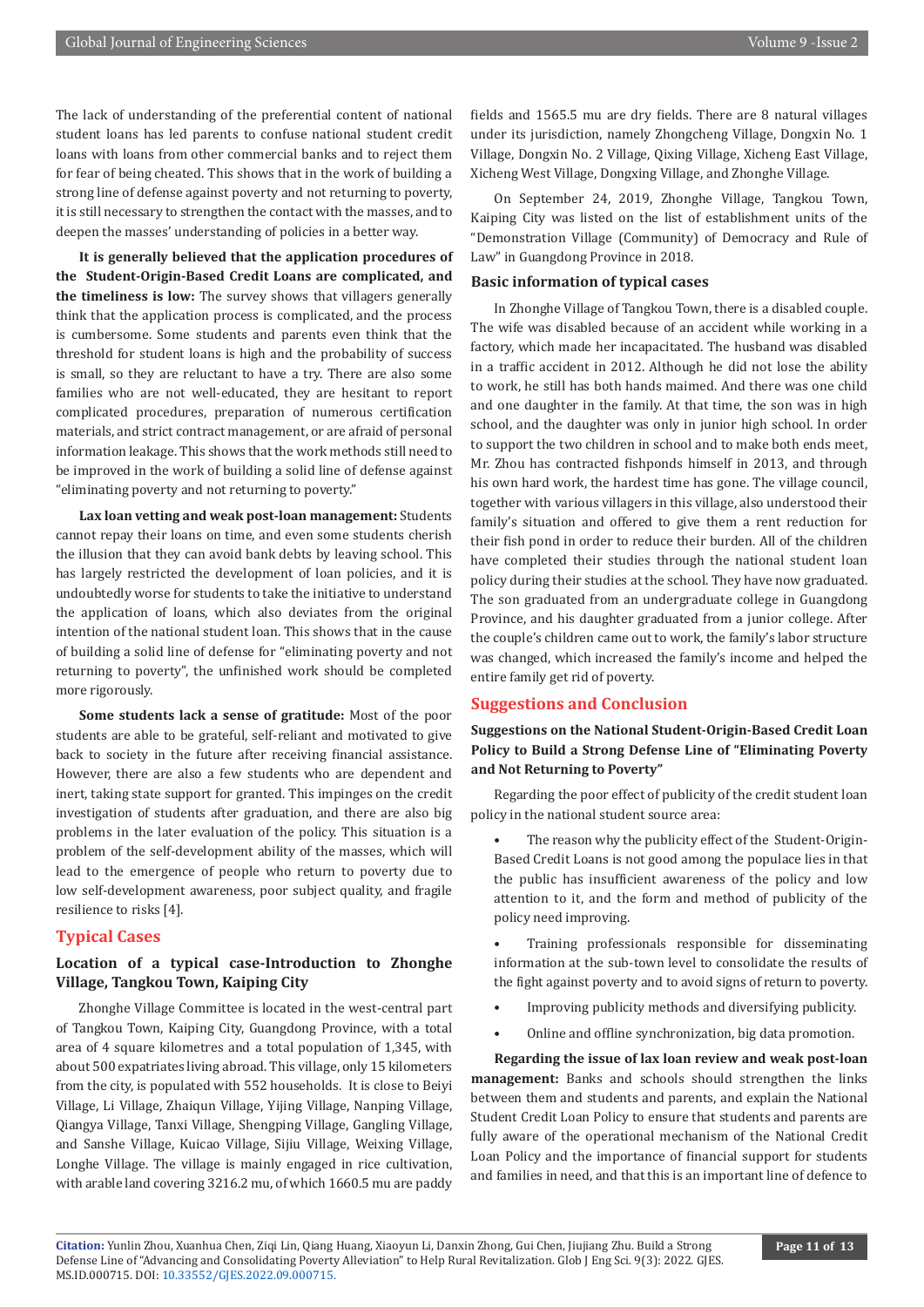The lack of understanding of the preferential content of national student loans has led parents to confuse national student credit loans with loans from other commercial banks and to reject them for fear of being cheated. This shows that in the work of building a strong line of defense against poverty and not returning to poverty, it is still necessary to strengthen the contact with the masses, and to deepen the masses' understanding of policies in a better way.

**It is generally believed that the application procedures of the Student-Origin-Based Credit Loans are complicated, and the timeliness is low:** The survey shows that villagers generally think that the application process is complicated, and the process is cumbersome. Some students and parents even think that the threshold for student loans is high and the probability of success is small, so they are reluctant to have a try. There are also some families who are not well-educated, they are hesitant to report complicated procedures, preparation of numerous certification materials, and strict contract management, or are afraid of personal information leakage. This shows that the work methods still need to be improved in the work of building a solid line of defense against "eliminating poverty and not returning to poverty."

**Lax loan vetting and weak post-loan management:** Students cannot repay their loans on time, and even some students cherish the illusion that they can avoid bank debts by leaving school. This has largely restricted the development of loan policies, and it is undoubtedly worse for students to take the initiative to understand the application of loans, which also deviates from the original intention of the national student loan. This shows that in the cause of building a solid line of defense for "eliminating poverty and not returning to poverty", the unfinished work should be completed more rigorously.

**Some students lack a sense of gratitude:** Most of the poor students are able to be grateful, self-reliant and motivated to give back to society in the future after receiving financial assistance. However, there are also a few students who are dependent and inert, taking state support for granted. This impinges on the credit investigation of students after graduation, and there are also big problems in the later evaluation of the policy. This situation is a problem of the self-development ability of the masses, which will lead to the emergence of people who return to poverty due to low self-development awareness, poor subject quality, and fragile resilience to risks [4].

## Typical Cases

### Location of a typical case-Introduction to Zhonghe Village, Tangkou Town, Kaiping City

Zhonghe Village Committee is located in the west-central part of Tangkou Town, Kaiping City, Guangdong Province, with a total area of 4 square kilometres and a total population of 1,345, with about 500 expatriates living abroad. This village, only 15 kilometers from the city, is populated with 552 households. It is close to Beiyi Village, Li Village, Zhaiqun Village, Yijing Village, Nanping Village, Qiangya Village, Tanxi Village, Shengping Village, Gangling Village, and Sanshe Village, Kuicao Village, Sijiu Village, Weixing Village, Longhe Village. The village is mainly engaged in rice cultivation, with arable land covering 3216.2 mu, of which 1660.5 mu are paddy fields and 1565.5 mu are dry fields. There are 8 natural villages under its jurisdiction, namely Zhongcheng Village, Dongxin No. 1 Village, Dongxin No. 2 Village, Qixing Village, Xicheng East Village, Xicheng West Village, Dongxing Village, and Zhonghe Village.

On September 24, 2019, Zhonghe Village, Tangkou Town, Kaiping City was listed on the list of establishment units of the "Demonstration Village (Community) of Democracy and Rule of Law" in Guangdong Province in 2018.

### Basic information of typical cases

In Zhonghe Village of Tangkou Town, there is a disabled couple. The wife was disabled because of an accident while working in a factory, which made her incapacitated. The husband was disabled in a traffic accident in 2012. Although he did not lose the ability to work, he still has both hands maimed. And there was one child and one daughter in the family. At that time, the son was in high school, and the daughter was only in junior high school. In order to support the two children in school and to make both ends meet, Mr. Zhou has contracted fishponds himself in 2013, and through his own hard work, the hardest time has gone. The village council, together with various villagers in this village, also understood their family's situation and offered to give them a rent reduction for their fish pond in order to reduce their burden. All of the children have completed their studies through the national student loan policy during their studies at the school. They have now graduated. The son graduated from an undergraduate college in Guangdong Province, and his daughter graduated from a junior college. After the couple's children came out to work, the family's labor structure was changed, which increased the family's income and helped the entire family get rid of poverty.

## Suggestions and Conclusion

### Suggestions on the National Student-Origin-Based Credit Loan Policy to Build a Strong Defense Line of "Eliminating Poverty and Not Returning to Poverty"

Regarding the poor effect of publicity of the credit student loan policy in the national student source area:

- The reason why the publicity effect of the Student-Origin-Based Credit Loans is not good among the populace lies in that the public has insufficient awareness of the policy and low attention to it, and the form and method of publicity of the policy need improving.
- Training professionals responsible for disseminating information at the sub-town level to consolidate the results of the fight against poverty and to avoid signs of return to poverty.
- Improving publicity methods and diversifying publicity.
- Online and offline synchronization, big data promotion.

**Regarding the issue of lax loan review and weak post-loan management:** Banks and schools should strengthen the links between them and students and parents, and explain the National Student Credit Loan Policy to ensure that students and parents are fully aware of the operational mechanism of the National Credit Loan Policy and the importance of financial support for students and families in need, and that this is an important line of defence to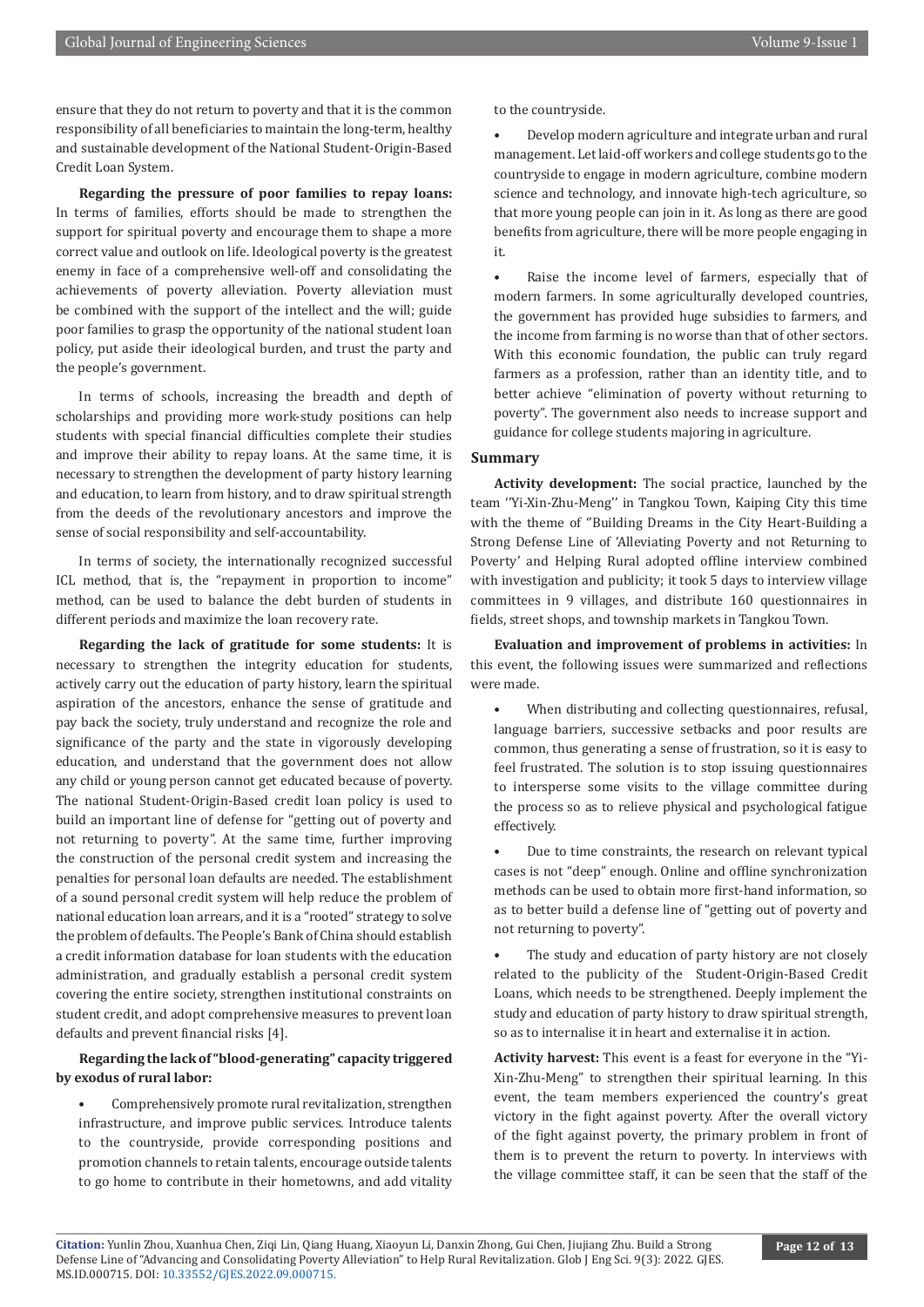ensure that they do not return to poverty and that it is the common responsibility of all beneficiaries to maintain the long-term, healthy and sustainable development of the National Student-Origin-Based Credit Loan System.

**Regarding the pressure of poor families to repay loans:** In terms of families, efforts should be made to strengthen the support for spiritual poverty and encourage them to shape a more correct value and outlook on life. Ideological poverty is the greatest enemy in face of a comprehensive well-off and consolidating the achievements of poverty alleviation. Poverty alleviation must be combined with the support of the intellect and the will; guide poor families to grasp the opportunity of the national student loan policy, put aside their ideological burden, and trust the party and the people's government.

In terms of schools, increasing the breadth and depth of scholarships and providing more work-study positions can help students with special financial difficulties complete their studies and improve their ability to repay loans. At the same time, it is necessary to strengthen the development of party history learning and education, to learn from history, and to draw spiritual strength from the deeds of the revolutionary ancestors and improve the sense of social responsibility and self-accountability.

In terms of society, the internationally recognized successful ICL method, that is, the "repayment in proportion to income" method, can be used to balance the debt burden of students in different periods and maximize the loan recovery rate.

**Regarding the lack of gratitude for some students:** It is necessary to strengthen the integrity education for students, actively carry out the education of party history, learn the spiritual aspiration of the ancestors, enhance the sense of gratitude and pay back the society, truly understand and recognize the role and significance of the party and the state in vigorously developing education, and understand that the government does not allow any child or young person cannot get educated because of poverty. The national Student-Origin-Based credit loan policy is used to build an important line of defense for "getting out of poverty and not returning to poverty". At the same time, further improving the construction of the personal credit system and increasing the penalties for personal loan defaults are needed. The establishment of a sound personal credit system will help reduce the problem of national education loan arrears, and it is a "rooted" strategy to solve the problem of defaults. The People's Bank of China should establish a credit information database for loan students with the education administration, and gradually establish a personal credit system covering the entire society, strengthen institutional constraints on student credit, and adopt comprehensive measures to prevent loan defaults and prevent financial risks [4].

**Regarding the lack of "blood-generating" capacity triggered by exodus of rural labor:**

- Comprehensively promote rural revitalization, strengthen infrastructure, and improve public services. Introduce talents to the countryside, provide corresponding positions and promotion channels to retain talents, encourage outside talents to go home to contribute in their hometowns, and add vitality to the countryside.
- Develop modern agriculture and integrate urban and rural management. Let laid-off workers and college students go to the countryside to engage in modern agriculture, combine modern science and technology, and innovate high-tech agriculture, so that more young people can join in it. As long as there are good benefits from agriculture, there will be more people engaging in it.
- Raise the income level of farmers, especially that of modern farmers. In some agriculturally developed countries, the government has provided huge subsidies to farmers, and the income from farming is no worse than that of other sectors. With this economic foundation, the public can truly regard farmers as a profession, rather than an identity title, and to better achieve "elimination of poverty without returning to poverty". The government also needs to increase support and guidance for college students majoring in agriculture.

## Summary

**Activity development:** The social practice, launched by the team ''Yi-Xin-Zhu-Meng'' in Tangkou Town, Kaiping City this time with the theme of ''Building Dreams in the City Heart-Building a Strong Defense Line of 'Alleviating Poverty and not Returning to Poverty' and Helping Rural adopted offline interview combined with investigation and publicity; it took 5 days to interview village committees in 9 villages, and distribute 160 questionnaires in fields, street shops, and township markets in Tangkou Town.

**Evaluation and improvement of problems in activities:** In this event, the following issues were summarized and reflections were made.

- When distributing and collecting questionnaires, refusal, language barriers, successive setbacks and poor results are common, thus generating a sense of frustration, so it is easy to feel frustrated. The solution is to stop issuing questionnaires to intersperse some visits to the village committee during the process so as to relieve physical and psychological fatigue effectively.
- Due to time constraints, the research on relevant typical cases is not "deep" enough. Online and offline synchronization methods can be used to obtain more first-hand information, so as to better build a defense line of "getting out of poverty and not returning to poverty".
- The study and education of party history are not closely related to the publicity of the Student-Origin-Based Credit Loans, which needs to be strengthened. Deeply implement the study and education of party history to draw spiritual strength, so as to internalise it in heart and externalise it in action.

**Activity harvest:** This event is a feast for everyone in the "Yi-Xin-Zhu-Meng" to strengthen their spiritual learning. In this event, the team members experienced the country's great victory in the fight against poverty. After the overall victory of the fight against poverty, the primary problem in front of them is to prevent the return to poverty. In interviews with the village committee staff, it can be seen that the staff of the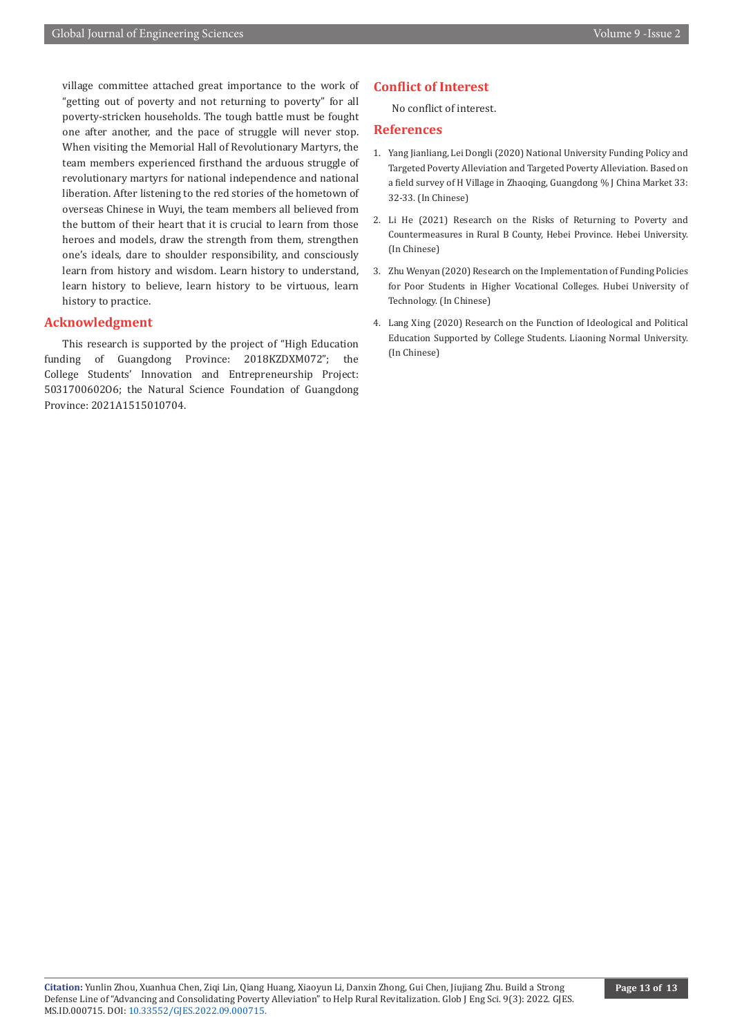village committee attached great importance to the work of "getting out of poverty and not returning to poverty" for all poverty-stricken households. The tough battle must be fought one after another, and the pace of struggle will never stop. When visiting the Memorial Hall of Revolutionary Martyrs, the team members experienced firsthand the arduous struggle of revolutionary martyrs for national independence and national liberation. After listening to the red stories of the hometown of overseas Chinese in Wuyi, the team members all believed from the buttom of their heart that it is crucial to learn from those heroes and models, draw the strength from them, strengthen one's ideals, dare to shoulder responsibility, and consciously learn from history and wisdom. Learn history to understand, learn history to believe, learn history to be virtuous, learn history to practice.

## Acknowledgment

This research is supported by the project of "High Education funding of Guangdong Province: 2018KZDXM072"; the College Students' Innovation and Entrepreneurship Project: 503170060206; the Natural Science Foundation of Guangdong Province: 2021A1515010704.

## Conflict of Interest

No conflict of interest.

## References

1. Yang Jianliang, Lei Dongli (2020) National University Funding Policy and Targeted Poverty Alleviation and Targeted Poverty Alleviation. Based on a field survey of H Village in Zhaoqing, Guangdong % J China Market 33: 32-33. (In Chinese)
2. Li He (2021) Research on the Risks of Returning to Poverty and Countermeasures in Rural B County, Hebei Province. Hebei University. (In Chinese)
3. Zhu Wenyan (2020) Research on the Implementation of Funding Policies for Poor Students in Higher Vocational Colleges. Hubei University of Technology. (In Chinese)
4. Lang Xing (2020) Research on the Function of Ideological and Political Education Supported by College Students. Liaoning Normal University. (In Chinese)